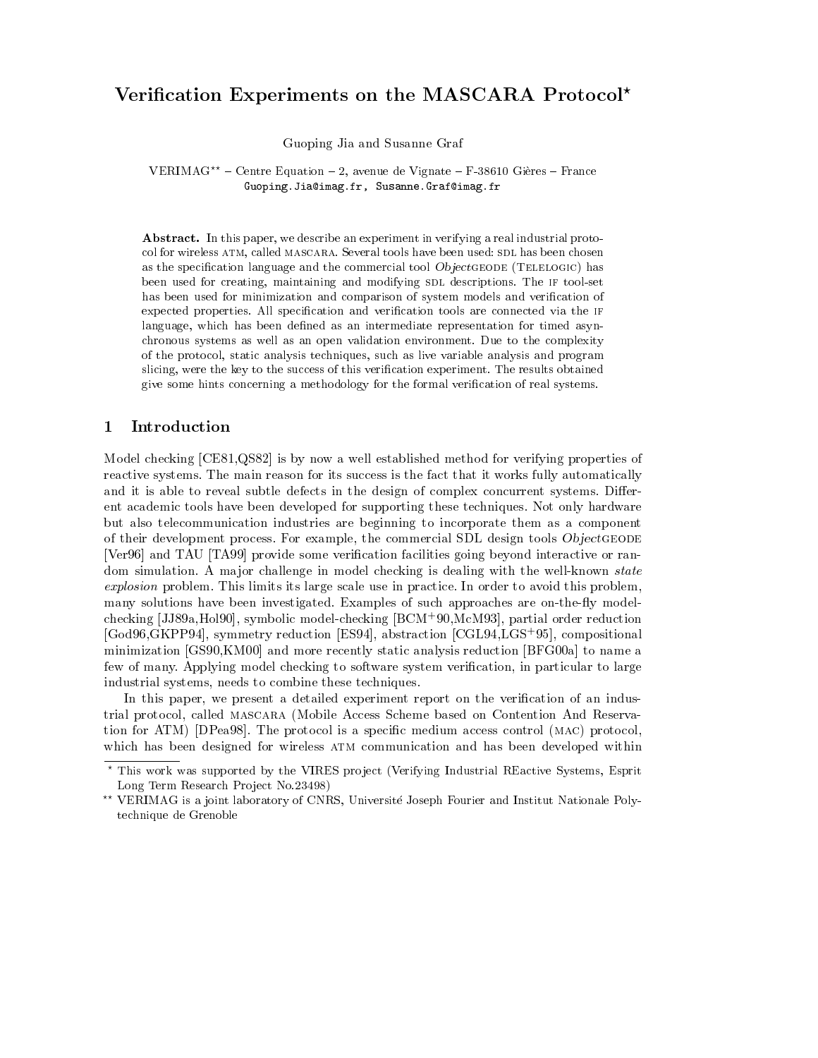# Verification Experiments on the MASCARA Protocol*

Guoping Jia and Susanne Graf

VERIMAG** – Centre Equation – 2, avenue de Vignate – F-38610 Gières – France
Guoping.Jia@imag.fr, Susanne.Graf@imag.fr

**Abstract.** In this paper, we describe an experiment in verifying a real industrial protocol for wireless ATM, called MASCARA. Several tools have been used: SDL has been chosen as the specification language and the commercial tool *Object*GEODE (TELELOGIC) has been used for creating, maintaining and modifying SDL descriptions. The IF tool-set has been used for minimization and comparison of system models and verification of expected properties. All specification and verification tools are connected via the IF language, which has been defined as an intermediate representation for timed asynchronous systems as well as an open validation environment. Due to the complexity of the protocol, static analysis techniques, such as live variable analysis and program slicing, were the key to the success of this verification experiment. The results obtained give some hints concerning a methodology for the formal verification of real systems.

## 1 Introduction

Model checking [CE81,QS82] is by now a well established method for verifying properties of reactive systems. The main reason for its success is the fact that it works fully automatically and it is able to reveal subtle defects in the design of complex concurrent systems. Different academic tools have been developed for supporting these techniques. Not only hardware but also telecommunication industries are beginning to incorporate them as a component of their development process. For example, the commercial SDL design tools *Object*GEODE [Ver96] and TAU [TA99] provide some verification facilities going beyond interactive or random simulation. A major challenge in model checking is dealing with the well-known *state explosion* problem. This limits its large scale use in practice. In order to avoid this problem, many solutions have been investigated. Examples of such approaches are on-the-fly model-checking [JJ89a,Hol90], symbolic model-checking [BCM+90,McM93], partial order reduction [God96,GKPP94], symmetry reduction [ES94], abstraction [CGL94,LGS+95], compositional minimization [GS90,KM00] and more recently static analysis reduction [BFG00a] to name a few of many. Applying model checking to software system verification, in particular to large industrial systems, needs to combine these techniques.

In this paper, we present a detailed experiment report on the verification of an industrial protocol, called MASCARA (Mobile Access Scheme based on Contention And Reservation for ATM) [DPea98]. The protocol is a specific medium access control (MAC) protocol, which has been designed for wireless ATM communication and has been developed within

* This work was supported by the VIRES project (Verifying Industrial REactive Systems, Esprit Long Term Research Project No.23498)

** VERIMAG is a joint laboratory of CNRS, Université Joseph Fourier and Institut Nationale Polytechnique de Grenoble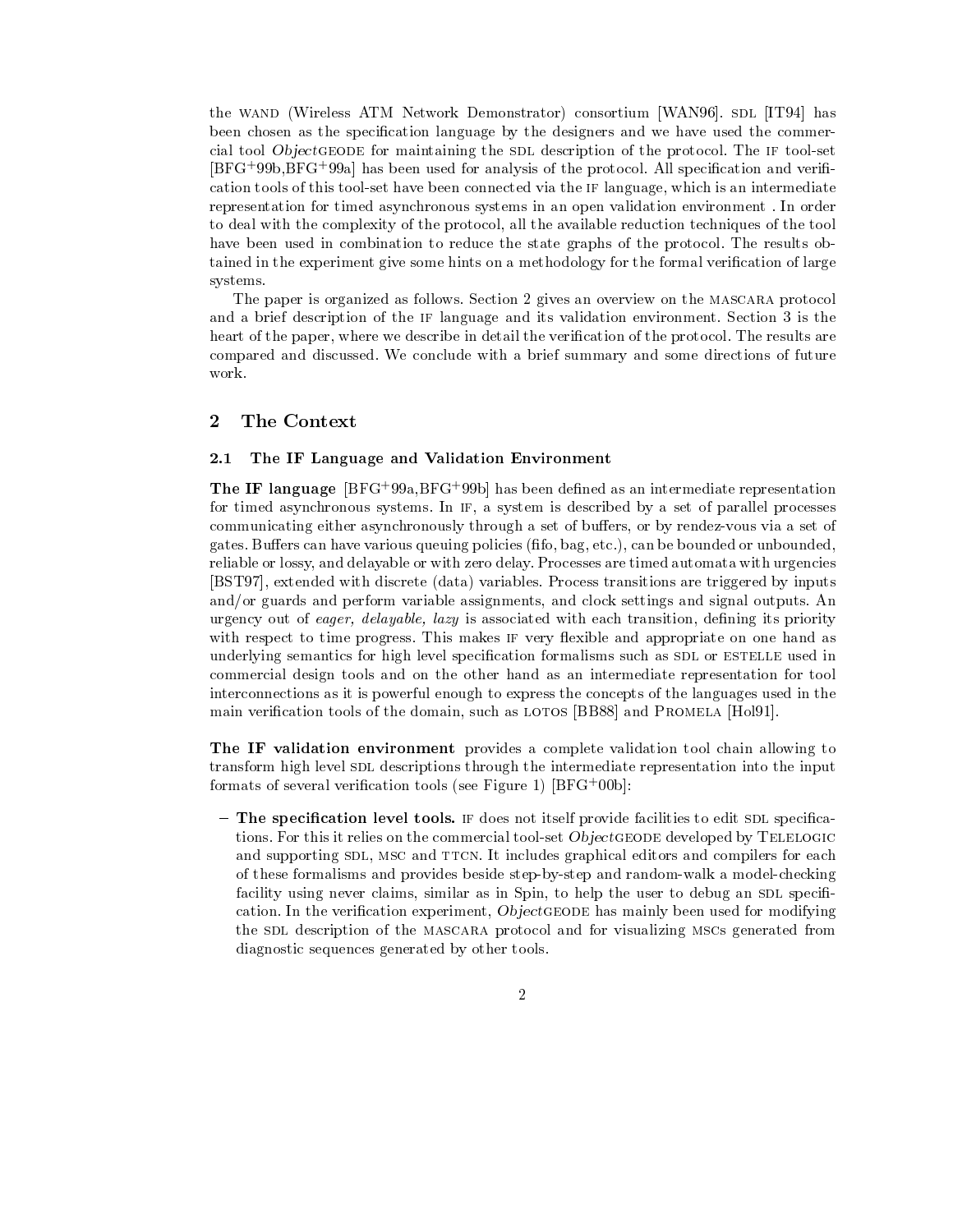the WAND (Wireless ATM Network Demonstrator) consortium [WAN96]. SDL [IT94] has been chosen as the specification language by the designers and we have used the commercial tool *Object*GEODE for maintaining the SDL description of the protocol. The IF tool-set [BFG+99b,BFG+99a] has been used for analysis of the protocol. All specification and verification tools of this tool-set have been connected via the IF language, which is an intermediate representation for timed asynchronous systems in an open validation environment . In order to deal with the complexity of the protocol, all the available reduction techniques of the tool have been used in combination to reduce the state graphs of the protocol. The results obtained in the experiment give some hints on a methodology for the formal verification of large systems.

The paper is organized as follows. Section 2 gives an overview on the MASCARA protocol and a brief description of the IF language and its validation environment. Section 3 is the heart of the paper, where we describe in detail the verification of the protocol. The results are compared and discussed. We conclude with a brief summary and some directions of future work.

## 2 The Context

### 2.1 The IF Language and Validation Environment

**The IF language** [BFG+99a,BFG+99b] has been defined as an intermediate representation for timed asynchronous systems. In IF, a system is described by a set of parallel processes communicating either asynchronously through a set of buffers, or by rendez-vous via a set of gates. Buffers can have various queuing policies (fifo, bag, etc.), can be bounded or unbounded, reliable or lossy, and delayable or with zero delay. Processes are timed automata with urgencies [BST97], extended with discrete (data) variables. Process transitions are triggered by inputs and/or guards and perform variable assignments, and clock settings and signal outputs. An urgency out of *eager, delayable, lazy* is associated with each transition, defining its priority with respect to time progress. This makes IF very flexible and appropriate on one hand as underlying semantics for high level specification formalisms such as SDL or ESTELLE used in commercial design tools and on the other hand as an intermediate representation for tool interconnections as it is powerful enough to express the concepts of the languages used in the main verification tools of the domain, such as LOTOS [BB88] and PROMELA [Hol91].

**The IF validation environment** provides a complete validation tool chain allowing to transform high level SDL descriptions through the intermediate representation into the input formats of several verification tools (see Figure 1) [BFG+00b]:

- **The specification level tools.** IF does not itself provide facilities to edit SDL specifications. For this it relies on the commercial tool-set *Object*GEODE developed by TELELOGIC and supporting SDL, MSC and TTCN. It includes graphical editors and compilers for each of these formalisms and provides beside step-by-step and random-walk a model-checking facility using never claims, similar as in Spin, to help the user to debug an SDL specification. In the verification experiment, *Object*GEODE has mainly been used for modifying the SDL description of the MASCARA protocol and for visualizing MSCs generated from diagnostic sequences generated by other tools.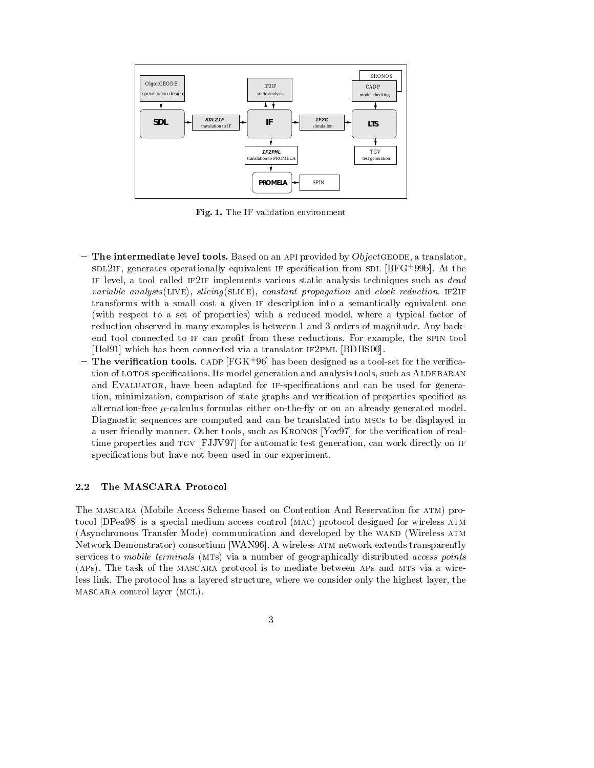ObjectGEODE
specification design

SDL

SDL2IF
translation to IF

IF2IF
static analysis

IF

IF2C
simulation

KRONOS

CADP
model checking

LTS

TGV
test generation

IF2PML
translation to PROMELA

PROMELA

SPIN

**Fig. 1.** The IF validation environment

- **The intermediate level tools.** Based on an API provided by *Object*GEODE, a translator, SDL2IF, generates operationally equivalent IF specification from SDL [BFG+99b]. At the IF level, a tool called IF2IF implements various static analysis techniques such as *dead variable analysis*(LIVE), *slicing*(SLICE), *constant propagation* and *clock reduction*. IF2IF transforms with a small cost a given IF description into a semantically equivalent one (with respect to a set of properties) with a reduced model, where a typical factor of reduction observed in many examples is between 1 and 3 orders of magnitude. Any back-end tool connected to IF can profit from these reductions. For example, the SPIN tool [Hol91] which has been connected via a translator IF2PML [BDHS00].
- **The verification tools.** CADP [FGK+96] has been designed as a tool-set for the verification of LOTOS specifications. Its model generation and analysis tools, such as ALDEBARAN and EVALUATOR, have been adapted for IF-specifications and can be used for generation, minimization, comparison of state graphs and verification of properties specified as alternation-free $\mu$-calculus formulas either on-the-fly or on an already generated model. Diagnostic sequences are computed and can be translated into MSCs to be displayed in a user friendly manner. Other tools, such as KRONOS [Yov97] for the verification of real-time properties and TGV [FJJV97] for automatic test generation, can work directly on IF specifications but have not been used in our experiment.

### 2.2 The MASCARA Protocol

The MASCARA (Mobile Access Scheme based on Contention And Reservation for ATM) protocol [DPea98] is a special medium access control (MAC) protocol designed for wireless ATM (Asynchronous Transfer Mode) communication and developed by the WAND (Wireless ATM Network Demonstrator) consortium [WAN96]. A wireless ATM network extends transparently services to *mobile terminals* (MTs) via a number of geographically distributed *access points* (APs). The task of the MASCARA protocol is to mediate between APs and MTs via a wireless link. The protocol has a layered structure, where we consider only the highest layer, the MASCARA control layer (MCL).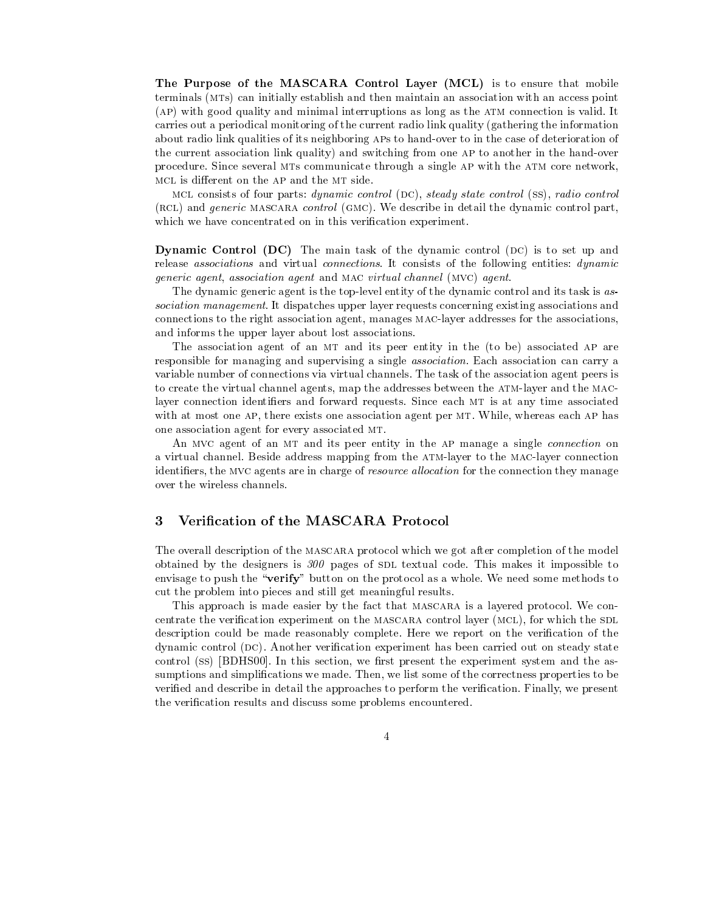**The Purpose of the MASCARA Control Layer (MCL)** is to ensure that mobile terminals (MTs) can initially establish and then maintain an association with an access point (AP) with good quality and minimal interruptions as long as the ATM connection is valid. It carries out a periodical monitoring of the current radio link quality (gathering the information about radio link qualities of its neighboring APs to hand-over to in the case of deterioration of the current association link quality) and switching from one AP to another in the hand-over procedure. Since several MTs communicate through a single AP with the ATM core network, MCL is different on the AP and the MT side.

MCL consists of four parts: *dynamic control* (DC), *steady state control* (SS), *radio control* (RCL) and *generic* MASCARA *control* (GMC). We describe in detail the dynamic control part, which we have concentrated on in this verification experiment.

**Dynamic Control (DC)** The main task of the dynamic control (DC) is to set up and release *associations* and virtual *connections*. It consists of the following entities: *dynamic generic agent*, *association agent* and MAC *virtual channel* (MVC) *agent*.

The dynamic generic agent is the top-level entity of the dynamic control and its task is *association management*. It dispatches upper layer requests concerning existing associations and connections to the right association agent, manages MAC-layer addresses for the associations, and informs the upper layer about lost associations.

The association agent of an MT and its peer entity in the (to be) associated AP are responsible for managing and supervising a single *association*. Each association can carry a variable number of connections via virtual channels. The task of the association agent peers is to create the virtual channel agents, map the addresses between the ATM-layer and the MAC-layer connection identifiers and forward requests. Since each MT is at any time associated with at most one AP, there exists one association agent per MT. While, whereas each AP has one association agent for every associated MT.

An MVC agent of an MT and its peer entity in the AP manage a single *connection* on a virtual channel. Beside address mapping from the ATM-layer to the MAC-layer connection identifiers, the MVC agents are in charge of *resource allocation* for the connection they manage over the wireless channels.

## 3 Verification of the MASCARA Protocol

The overall description of the MASCARA protocol which we got after completion of the model obtained by the designers is *300* pages of SDL textual code. This makes it impossible to envisage to push the "**verify**" button on the protocol as a whole. We need some methods to cut the problem into pieces and still get meaningful results.

This approach is made easier by the fact that MASCARA is a layered protocol. We concentrate the verification experiment on the MASCARA control layer (MCL), for which the SDL description could be made reasonably complete. Here we report on the verification of the dynamic control (DC). Another verification experiment has been carried out on steady state control (SS) [BDHS00]. In this section, we first present the experiment system and the assumptions and simplifications we made. Then, we list some of the correctness properties to be verified and describe in detail the approaches to perform the verification. Finally, we present the verification results and discuss some problems encountered.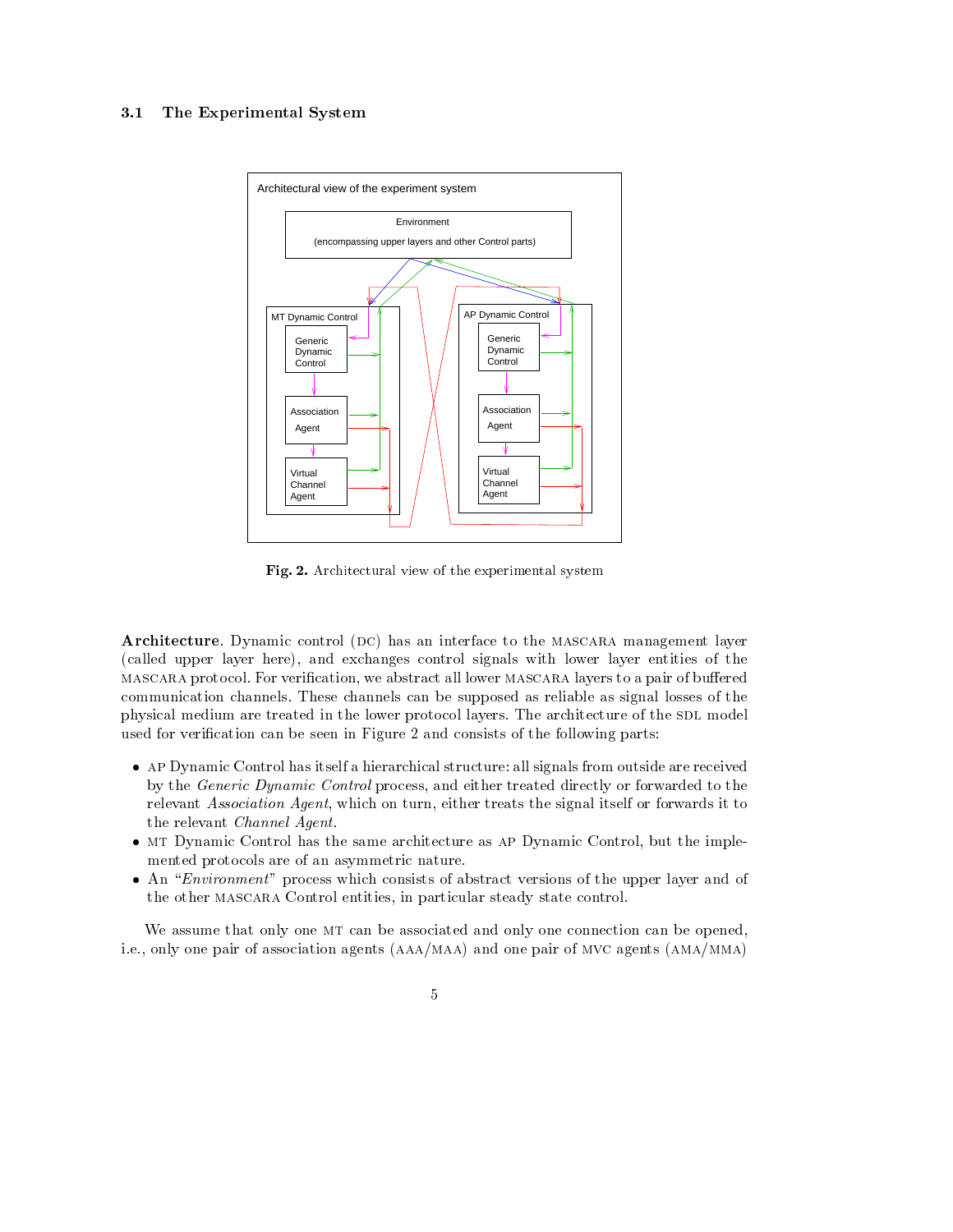### 3.1 The Experimental System

Architectural view of the experiment system

Environment

(encompassing upper layers and other Control parts)

MT Dynamic Control

Generic Dynamic Control

Association Agent

Virtual Channel Agent

AP Dynamic Control

Generic Dynamic Control

Association Agent

Virtual Channel Agent

**Fig. 2.** Architectural view of the experimental system

**Architecture**. Dynamic control (DC) has an interface to the MASCARA management layer (called upper layer here), and exchanges control signals with lower layer entities of the MASCARA protocol. For verification, we abstract all lower MASCARA layers to a pair of buffered communication channels. These channels can be supposed as reliable as signal losses of the physical medium are treated in the lower protocol layers. The architecture of the SDL model used for verification can be seen in Figure 2 and consists of the following parts:

- AP Dynamic Control has itself a hierarchical structure: all signals from outside are received by the *Generic Dynamic Control* process, and either treated directly or forwarded to the relevant *Association Agent*, which on turn, either treats the signal itself or forwards it to the relevant *Channel Agent*.
- MT Dynamic Control has the same architecture as AP Dynamic Control, but the implemented protocols are of an asymmetric nature.
- An "*Environment*" process which consists of abstract versions of the upper layer and of the other MASCARA Control entities, in particular steady state control.

We assume that only one MT can be associated and only one connection can be opened, i.e., only one pair of association agents (AAA/MAA) and one pair of MVC agents (AMA/MMA)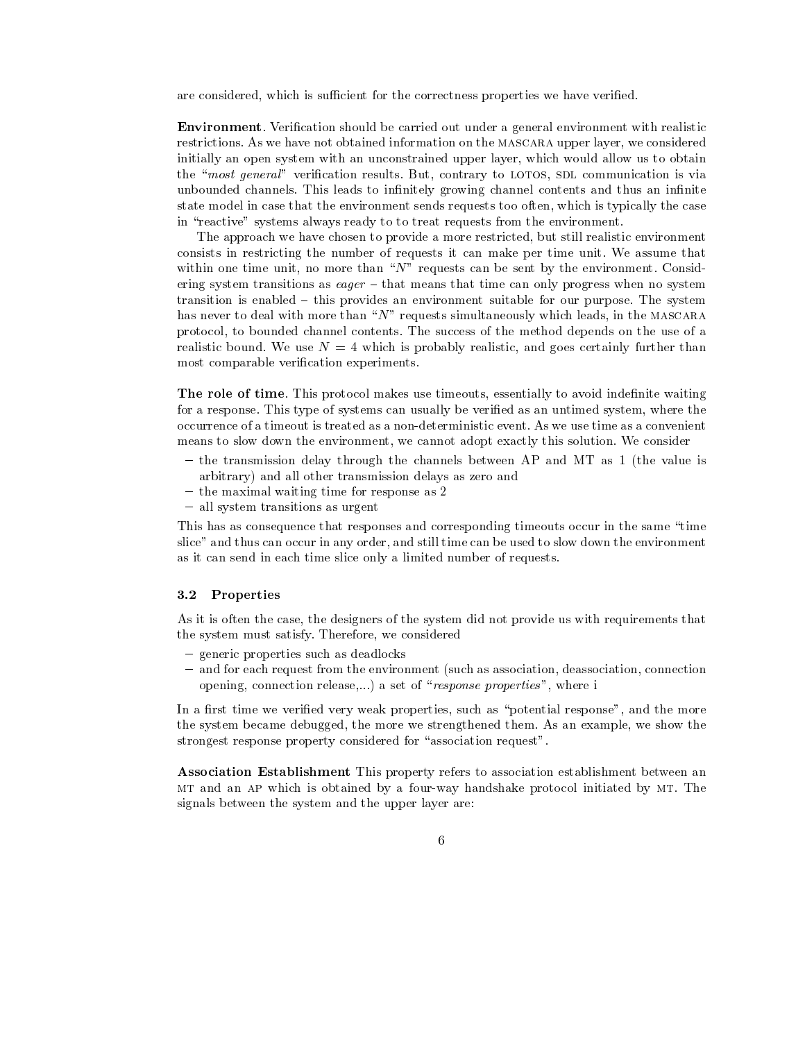are considered, which is sufficient for the correctness properties we have verified.

**Environment**. Verification should be carried out under a general environment with realistic restrictions. As we have not obtained information on the MASCARA upper layer, we considered initially an open system with an unconstrained upper layer, which would allow us to obtain the "*most general*" verification results. But, contrary to LOTOS, SDL communication is via unbounded channels. This leads to infinitely growing channel contents and thus an infinite state model in case that the environment sends requests too often, which is typically the case in "reactive" systems always ready to to treat requests from the environment.

The approach we have chosen to provide a more restricted, but still realistic environment consists in restricting the number of requests it can make per time unit. We assume that within one time unit, no more than "$N$" requests can be sent by the environment. Considering system transitions as *eager* – that means that time can only progress when no system transition is enabled – this provides an environment suitable for our purpose. The system has never to deal with more than "$N$" requests simultaneously which leads, in the MASCARA protocol, to bounded channel contents. The success of the method depends on the use of a realistic bound. We use $N = 4$ which is probably realistic, and goes certainly further than most comparable verification experiments.

**The role of time**. This protocol makes use timeouts, essentially to avoid indefinite waiting for a response. This type of systems can usually be verified as an untimed system, where the occurrence of a timeout is treated as a non-deterministic event. As we use time as a convenient means to slow down the environment, we cannot adopt exactly this solution. We consider

- the transmission delay through the channels between AP and MT as 1 (the value is arbitrary) and all other transmission delays as zero and
- the maximal waiting time for response as 2
- all system transitions as urgent

This has as consequence that responses and corresponding timeouts occur in the same "time slice" and thus can occur in any order, and still time can be used to slow down the environment as it can send in each time slice only a limited number of requests.

### 3.2 Properties

As it is often the case, the designers of the system did not provide us with requirements that the system must satisfy. Therefore, we considered

- generic properties such as deadlocks
- and for each request from the environment (such as association, deassociation, connection opening, connection release,...) a set of "*response properties*", where i

In a first time we verified very weak properties, such as "potential response", and the more the system became debugged, the more we strengthened them. As an example, we show the strongest response property considered for "association request".

**Association Establishment** This property refers to association establishment between an MT and an AP which is obtained by a four-way handshake protocol initiated by MT. The signals between the system and the upper layer are: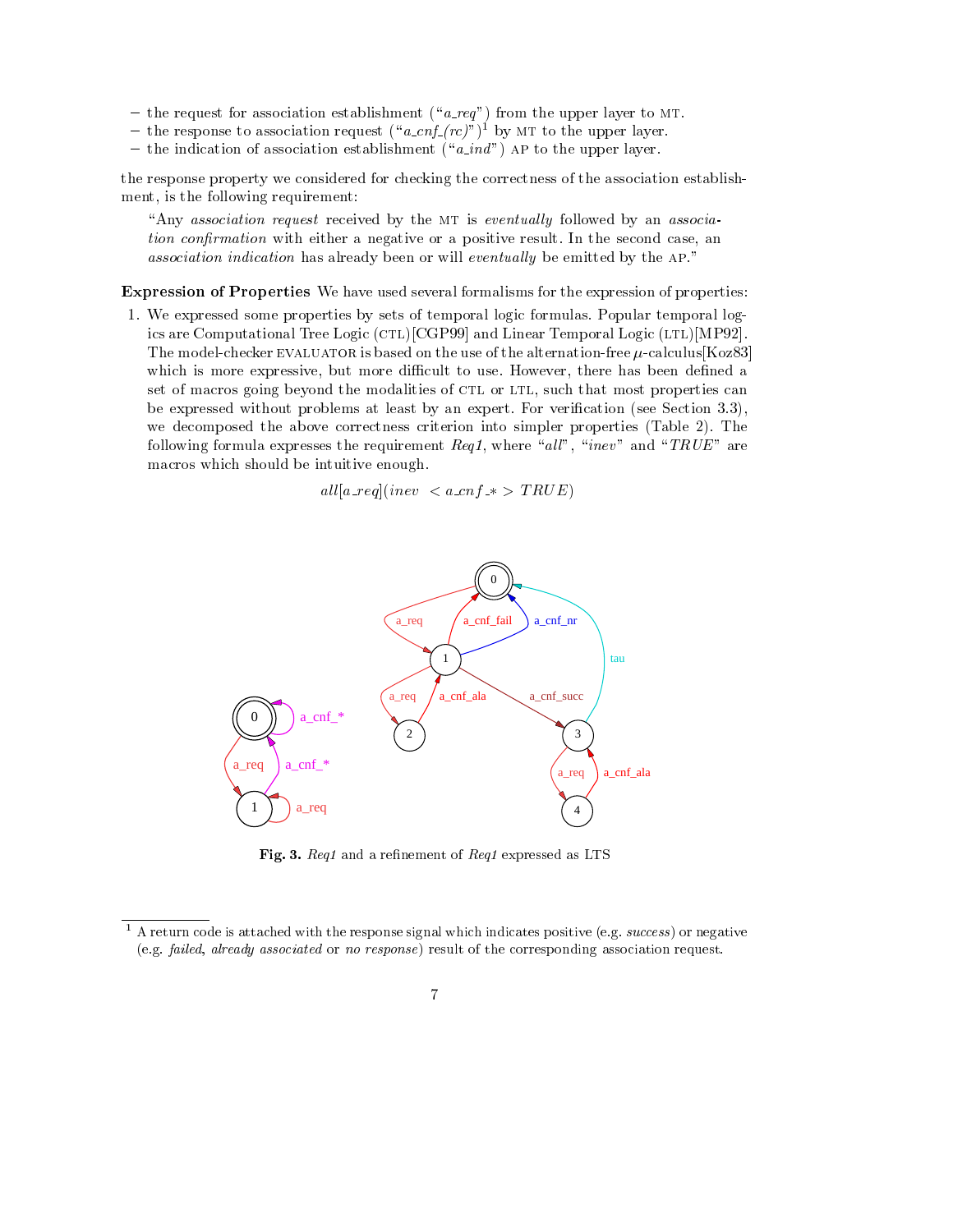- the request for association establishment ("*a_req*") from the upper layer to MT.
- the response to association request ("*a_cnf_(rc)*")[1] by MT to the upper layer.
- the indication of association establishment ("*a_ind*") AP to the upper layer.

the response property we considered for checking the correctness of the association establishment, is the following requirement:

> "Any *association request* received by the MT is *eventually* followed by an *association confirmation* with either a negative or a positive result. In the second case, an *association indication* has already been or will *eventually* be emitted by the AP."

**Expression of Properties** We have used several formalisms for the expression of properties:

1. We expressed some properties by sets of temporal logic formulas. Popular temporal logics are Computational Tree Logic (CTL)[CGP99] and Linear Temporal Logic (LTL)[MP92]. The model-checker EVALUATOR is based on the use of the alternation-free $\mu$-calculus[Koz83] which is more expressive, but more difficult to use. However, there has been defined a set of macros going beyond the modalities of CTL or LTL, such that most properties can be expressed without problems at least by an expert. For verification (see Section 3.3), we decomposed the above correctness criterion into simpler properties (Table 2). The following formula expresses the requirement *Req1*, where "*all*", "*inev*" and "*TRUE*" are macros which should be intuitive enough.

$$all[a\_req](inev\ < a\_cnf\_* > TRUE)$$

0
a_cnf_*
a_req
a_cnf_*
1
a_req

0
a_req
a_cnf_fail
a_cnf_nr
1
tau
a_req
a_cnf_ala
a_cnf_succ
2
3
a_req
a_cnf_ala
4

**Fig. 3.** *Req1* and a refinement of *Req1* expressed as LTS

[1] A return code is attached with the response signal which indicates positive (e.g. *success*) or negative (e.g. *failed*, *already associated* or *no response*) result of the corresponding association request.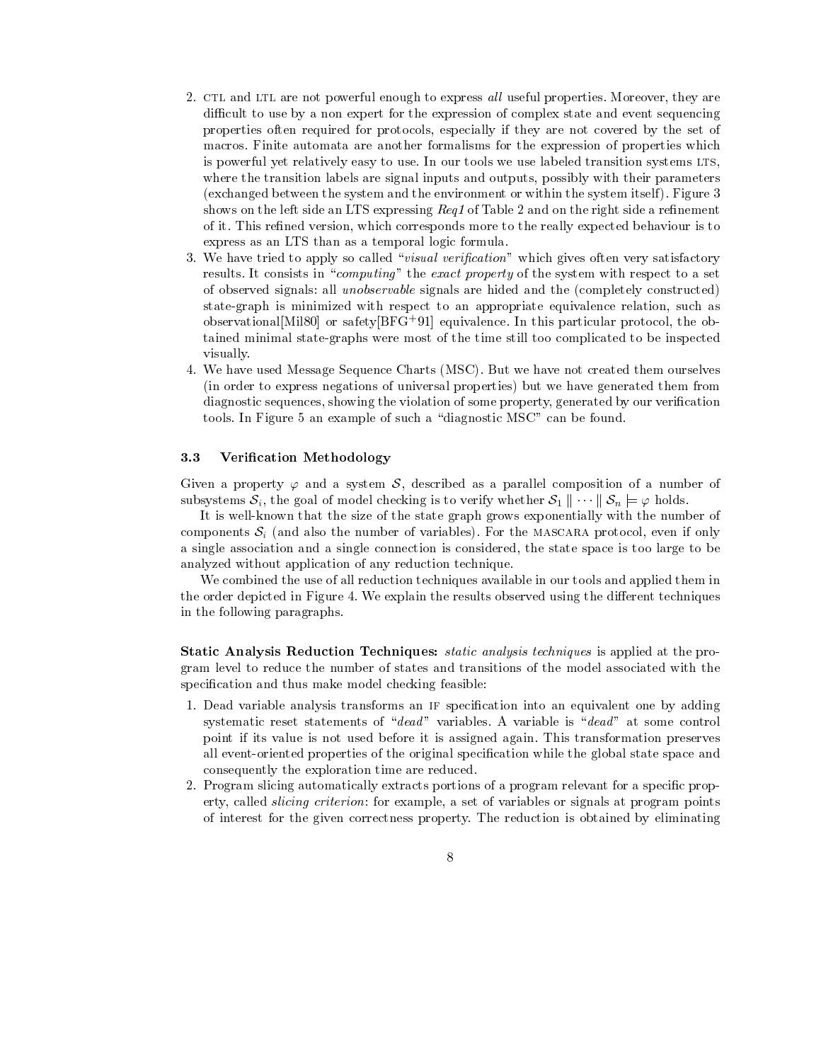2. CTL and LTL are not powerful enough to express *all* useful properties. Moreover, they are difficult to use by a non expert for the expression of complex state and event sequencing properties often required for protocols, especially if they are not covered by the set of macros. Finite automata are another formalisms for the expression of properties which is powerful yet relatively easy to use. In our tools we use labeled transition systems LTS, where the transition labels are signal inputs and outputs, possibly with their parameters (exchanged between the system and the environment or within the system itself). Figure 3 shows on the left side an LTS expressing *Req1* of Table 2 and on the right side a refinement of it. This refined version, which corresponds more to the really expected behaviour is to express as an LTS than as a temporal logic formula.
3. We have tried to apply so called "*visual verification*" which gives often very satisfactory results. It consists in "*computing*" the *exact property* of the system with respect to a set of observed signals: all *unobservable* signals are hided and the (completely constructed) state-graph is minimized with respect to an appropriate equivalence relation, such as observational[Mil80] or safety[BFG+91] equivalence. In this particular protocol, the obtained minimal state-graphs were most of the time still too complicated to be inspected visually.
4. We have used Message Sequence Charts (MSC). But we have not created them ourselves (in order to express negations of universal properties) but we have generated them from diagnostic sequences, showing the violation of some property, generated by our verification tools. In Figure 5 an example of such a "diagnostic MSC" can be found.

### 3.3 Verification Methodology

Given a property $\varphi$ and a system $\mathcal{S}$, described as a parallel composition of a number of subsystems $\mathcal{S}_i$, the goal of model checking is to verify whether $\mathcal{S}_1 \parallel \cdots \parallel \mathcal{S}_n \models \varphi$ holds.

It is well-known that the size of the state graph grows exponentially with the number of components $\mathcal{S}_i$ (and also the number of variables). For the MASCARA protocol, even if only a single association and a single connection is considered, the state space is too large to be analyzed without application of any reduction technique.

We combined the use of all reduction techniques available in our tools and applied them in the order depicted in Figure 4. We explain the results observed using the different techniques in the following paragraphs.

**Static Analysis Reduction Techniques:** *static analysis techniques* is applied at the program level to reduce the number of states and transitions of the model associated with the specification and thus make model checking feasible:

1. Dead variable analysis transforms an IF specification into an equivalent one by adding systematic reset statements of "*dead*" variables. A variable is "*dead*" at some control point if its value is not used before it is assigned again. This transformation preserves all event-oriented properties of the original specification while the global state space and consequently the exploration time are reduced.
2. Program slicing automatically extracts portions of a program relevant for a specific property, called *slicing criterion*: for example, a set of variables or signals at program points of interest for the given correctness property. The reduction is obtained by eliminating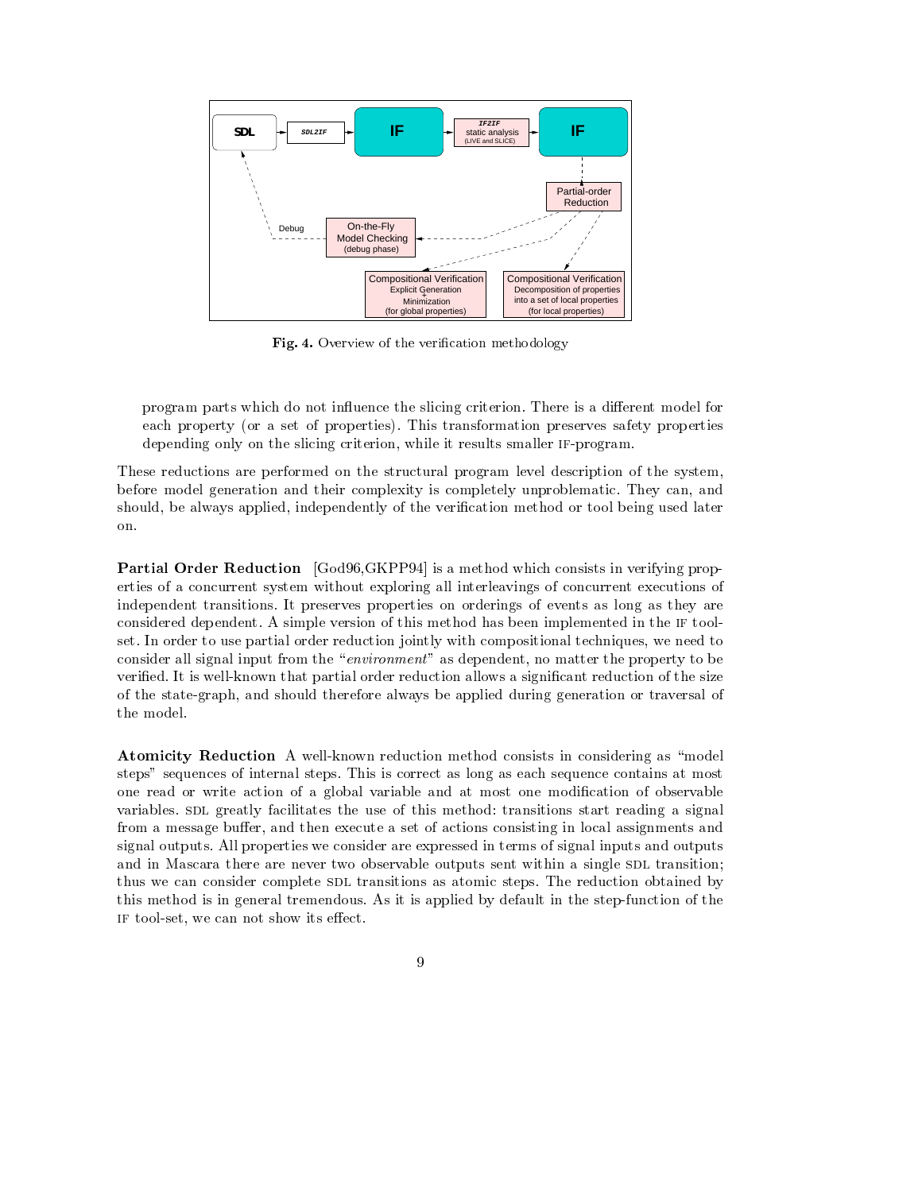SDL

SDL2IF

IF

IF2IF
static analysis
(LIVE and SLICE)

IF

Partial-order
Reduction

Debug

On-the-Fly
Model Checking
(debug phase)

Compositional Verification
Explicit Generation
+
Minimization
(for global properties)

Compositional Verification
Decomposition of properties
into a set of local properties
(for local properties)

**Fig. 4.** Overview of the verification methodology

program parts which do not influence the slicing criterion. There is a different model for each property (or a set of properties). This transformation preserves safety properties depending only on the slicing criterion, while it results smaller IF-program.

These reductions are performed on the structural program level description of the system, before model generation and their complexity is completely unproblematic. They can, and should, be always applied, independently of the verification method or tool being used later on.

**Partial Order Reduction** [God96,GKPP94] is a method which consists in verifying properties of a concurrent system without exploring all interleavings of concurrent executions of independent transitions. It preserves properties on orderings of events as long as they are considered dependent. A simple version of this method has been implemented in the IF tool-set. In order to use partial order reduction jointly with compositional techniques, we need to consider all signal input from the "*environment*" as dependent, no matter the property to be verified. It is well-known that partial order reduction allows a significant reduction of the size of the state-graph, and should therefore always be applied during generation or traversal of the model.

**Atomicity Reduction** A well-known reduction method consists in considering as "model steps" sequences of internal steps. This is correct as long as each sequence contains at most one read or write action of a global variable and at most one modification of observable variables. SDL greatly facilitates the use of this method: transitions start reading a signal from a message buffer, and then execute a set of actions consisting in local assignments and signal outputs. All properties we consider are expressed in terms of signal inputs and outputs and in Mascara there are never two observable outputs sent within a single SDL transition; thus we can consider complete SDL transitions as atomic steps. The reduction obtained by this method is in general tremendous. As it is applied by default in the step-function of the IF tool-set, we can not show its effect.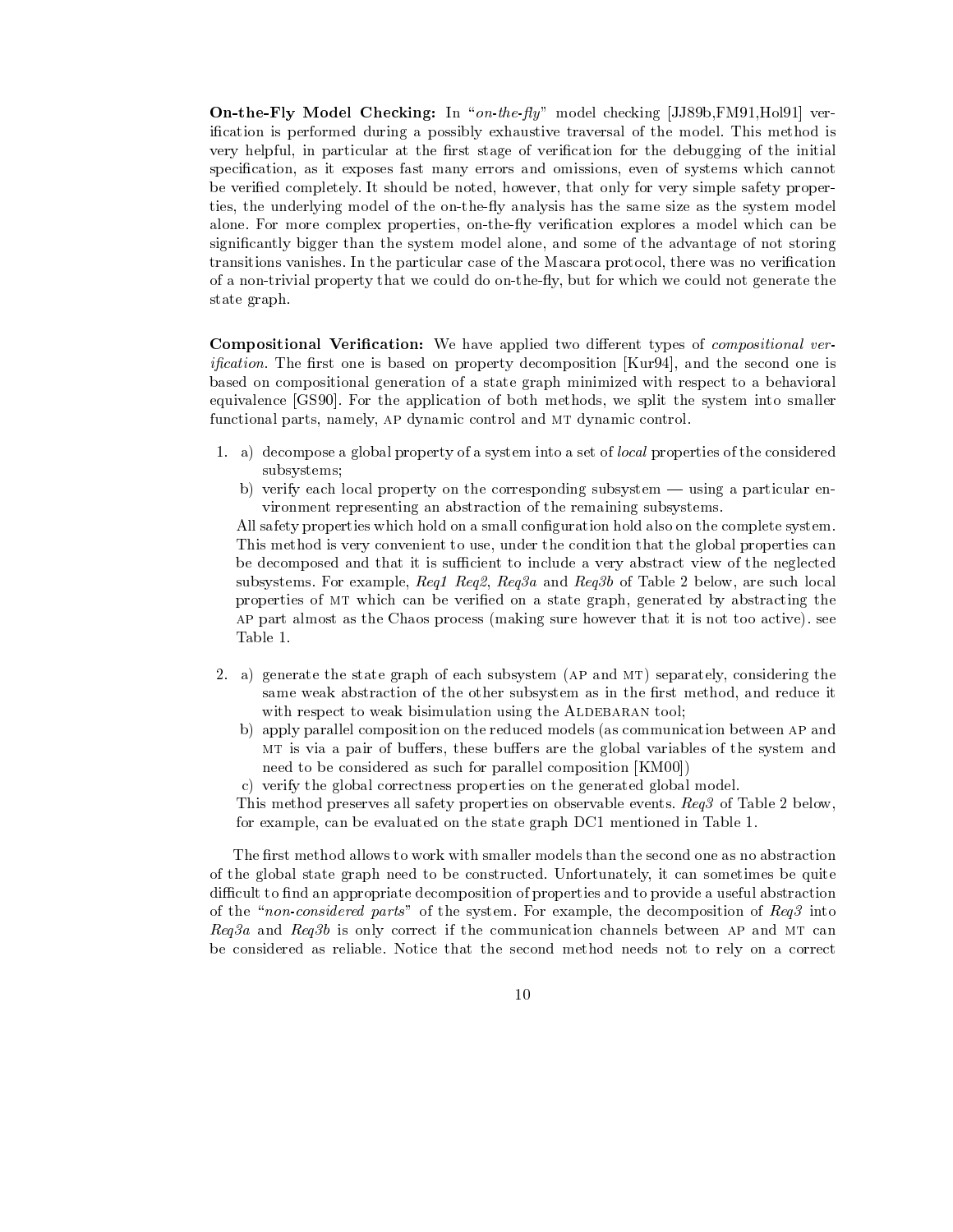**On-the-Fly Model Checking:** In "*on-the-fly*" model checking [JJ89b,FM91,Hol91] verification is performed during a possibly exhaustive traversal of the model. This method is very helpful, in particular at the first stage of verification for the debugging of the initial specification, as it exposes fast many errors and omissions, even of systems which cannot be verified completely. It should be noted, however, that only for very simple safety properties, the underlying model of the on-the-fly analysis has the same size as the system model alone. For more complex properties, on-the-fly verification explores a model which can be significantly bigger than the system model alone, and some of the advantage of not storing transitions vanishes. In the particular case of the Mascara protocol, there was no verification of a non-trivial property that we could do on-the-fly, but for which we could not generate the state graph.

**Compositional Verification:** We have applied two different types of *compositional verification*. The first one is based on property decomposition [Kur94], and the second one is based on compositional generation of a state graph minimized with respect to a behavioral equivalence [GS90]. For the application of both methods, we split the system into smaller functional parts, namely, AP dynamic control and MT dynamic control.

1. a) decompose a global property of a system into a set of *local* properties of the considered subsystems;
   b) verify each local property on the corresponding subsystem — using a particular environment representing an abstraction of the remaining subsystems.

   All safety properties which hold on a small configuration hold also on the complete system. This method is very convenient to use, under the condition that the global properties can be decomposed and that it is sufficient to include a very abstract view of the neglected subsystems. For example, *Req1 Req2*, *Req3a* and *Req3b* of Table 2 below, are such local properties of MT which can be verified on a state graph, generated by abstracting the AP part almost as the Chaos process (making sure however that it is not too active). see Table 1.

2. a) generate the state graph of each subsystem (AP and MT) separately, considering the same weak abstraction of the other subsystem as in the first method, and reduce it with respect to weak bisimulation using the ALDEBARAN tool;
   b) apply parallel composition on the reduced models (as communication between AP and MT is via a pair of buffers, these buffers are the global variables of the system and need to be considered as such for parallel composition [KM00])
   c) verify the global correctness properties on the generated global model.

   This method preserves all safety properties on observable events. *Req3* of Table 2 below, for example, can be evaluated on the state graph DC1 mentioned in Table 1.

The first method allows to work with smaller models than the second one as no abstraction of the global state graph need to be constructed. Unfortunately, it can sometimes be quite difficult to find an appropriate decomposition of properties and to provide a useful abstraction of the "*non-considered parts*" of the system. For example, the decomposition of *Req3* into *Req3a* and *Req3b* is only correct if the communication channels between AP and MT can be considered as reliable. Notice that the second method needs not to rely on a correct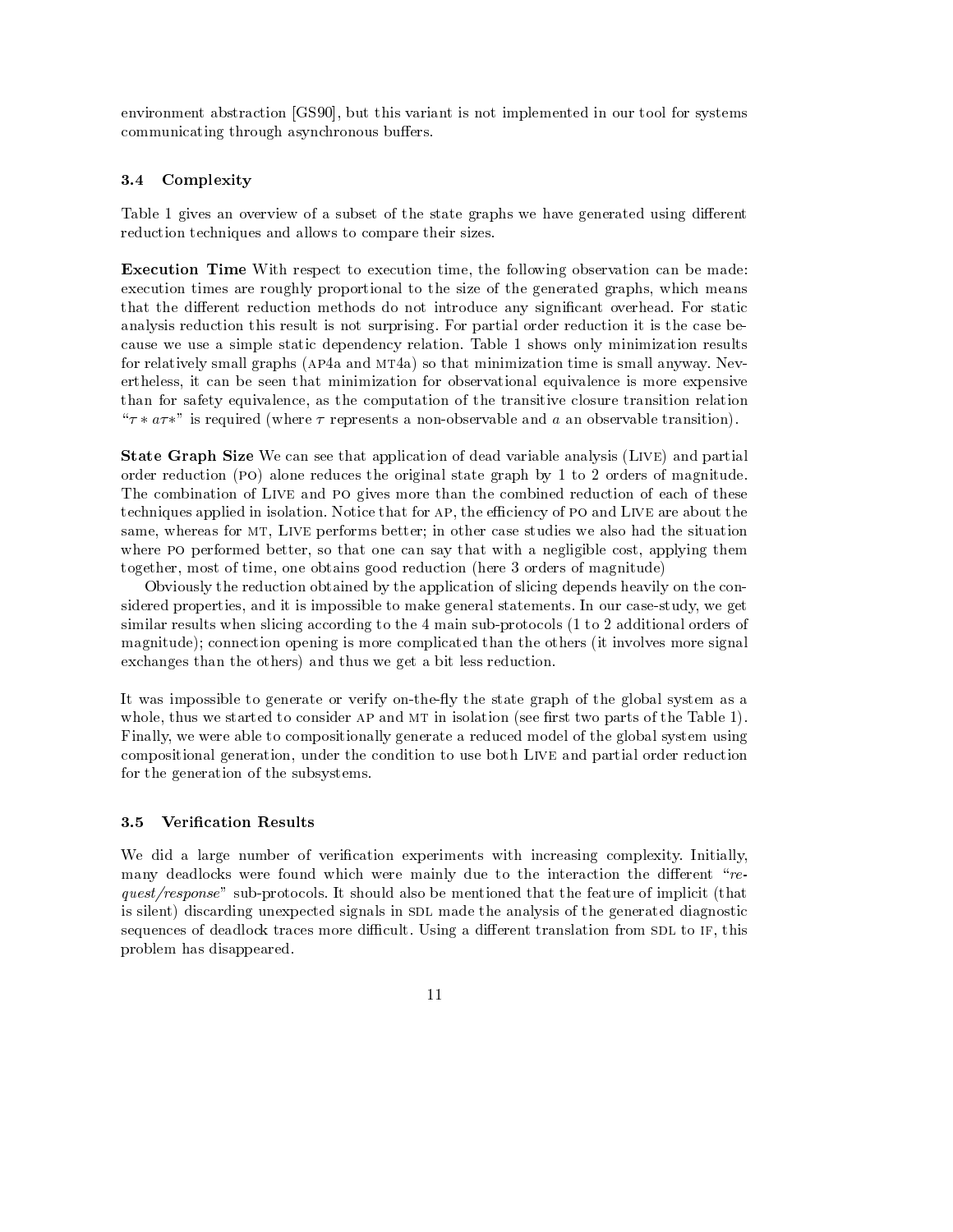environment abstraction [GS90], but this variant is not implemented in our tool for systems communicating through asynchronous buffers.

### 3.4 Complexity

Table 1 gives an overview of a subset of the state graphs we have generated using different reduction techniques and allows to compare their sizes.

**Execution Time** With respect to execution time, the following observation can be made: execution times are roughly proportional to the size of the generated graphs, which means that the different reduction methods do not introduce any significant overhead. For static analysis reduction this result is not surprising. For partial order reduction it is the case because we use a simple static dependency relation. Table 1 shows only minimization results for relatively small graphs (AP4a and MT4a) so that minimization time is small anyway. Nevertheless, it can be seen that minimization for observational equivalence is more expensive than for safety equivalence, as the computation of the transitive closure transition relation "$\tau * a\tau *$" is required (where $\tau$ represents a non-observable and $a$ an observable transition).

**State Graph Size** We can see that application of dead variable analysis (LIVE) and partial order reduction (PO) alone reduces the original state graph by 1 to 2 orders of magnitude. The combination of LIVE and PO gives more than the combined reduction of each of these techniques applied in isolation. Notice that for AP, the efficiency of PO and LIVE are about the same, whereas for MT, LIVE performs better; in other case studies we also had the situation where PO performed better, so that one can say that with a negligible cost, applying them together, most of time, one obtains good reduction (here 3 orders of magnitude)

Obviously the reduction obtained by the application of slicing depends heavily on the considered properties, and it is impossible to make general statements. In our case-study, we get similar results when slicing according to the 4 main sub-protocols (1 to 2 additional orders of magnitude); connection opening is more complicated than the others (it involves more signal exchanges than the others) and thus we get a bit less reduction.

It was impossible to generate or verify on-the-fly the state graph of the global system as a whole, thus we started to consider AP and MT in isolation (see first two parts of the Table 1). Finally, we were able to compositionally generate a reduced model of the global system using compositional generation, under the condition to use both LIVE and partial order reduction for the generation of the subsystems.

### 3.5 Verification Results

We did a large number of verification experiments with increasing complexity. Initially, many deadlocks were found which were mainly due to the interaction the different "*request/response*" sub-protocols. It should also be mentioned that the feature of implicit (that is silent) discarding unexpected signals in SDL made the analysis of the generated diagnostic sequences of deadlock traces more difficult. Using a different translation from SDL to IF, this problem has disappeared.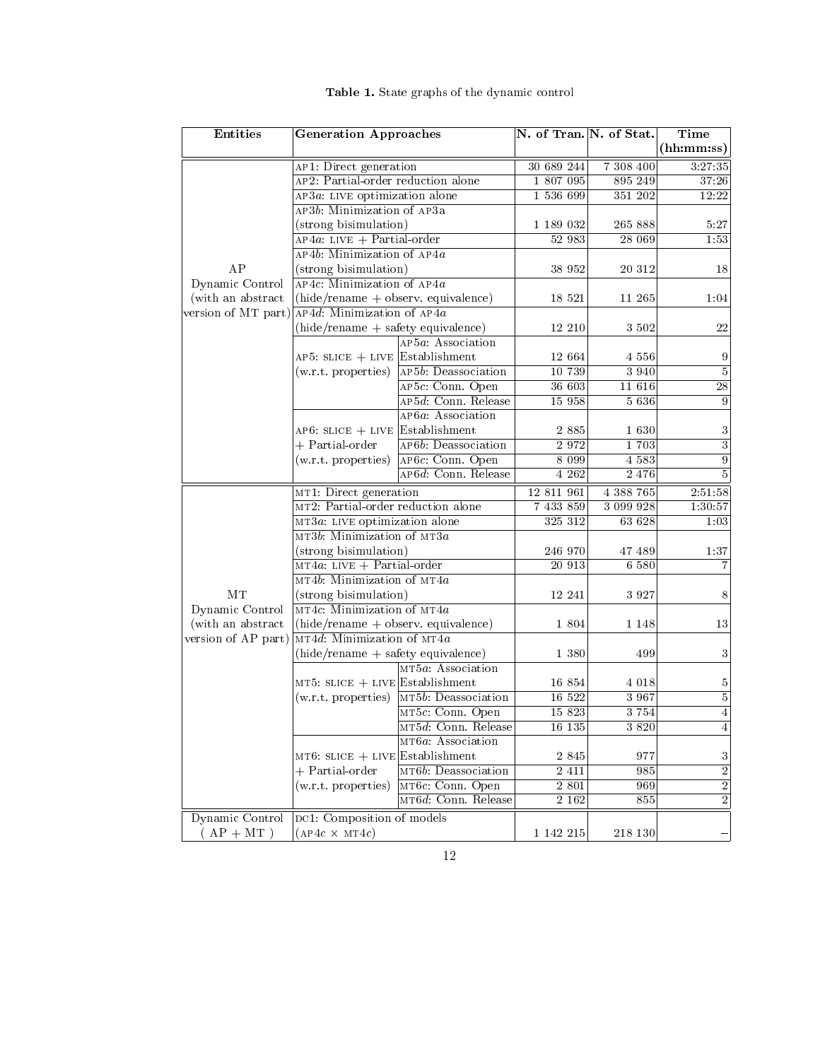**Table 1.** State graphs of the dynamic control

| Entities | Generation Approaches | | N. of Tran. | N. of Stat. | Time (hh:mm:ss) |
|---|---|---|---|---|---|
| AP Dynamic Control (with an abstract version of MT part) | AP1: Direct generation | | 30 689 244 | 7 308 400 | 3:27:35 |
| | AP2: Partial-order reduction alone | | 1 807 095 | 895 249 | 37:26 |
| | AP3*a*: LIVE optimization alone | | 1 536 699 | 351 202 | 12:22 |
| | AP3*b*: Minimization of AP3a (strong bisimulation) | | 1 189 032 | 265 888 | 5:27 |
| | AP4*a*: LIVE + Partial-order | | 52 983 | 28 069 | 1:53 |
| | AP4*b*: Minimization of AP4*a* (strong bisimulation) | | 38 952 | 20 312 | 18 |
| | AP4*c*: Minimization of AP4*a* (hide/rename + observ. equivalence) | | 18 521 | 11 265 | 1:04 |
| | AP4*d*: Minimization of AP4*a* (hide/rename + safety equivalence) | | 12 210 | 3 502 | 22 |
| | AP5: SLICE + LIVE (w.r.t. properties) | AP5*a*: Association Establishment | 12 664 | 4 556 | 9 |
| | | AP5*b*: Deassociation | 10 739 | 3 940 | 5 |
| | | AP5*c*: Conn. Open | 36 603 | 11 616 | 28 |
| | | AP5*d*: Conn. Release | 15 958 | 5 636 | 9 |
| | AP6: SLICE + LIVE + Partial-order (w.r.t. properties) | AP6*a*: Association Establishment | 2 885 | 1 630 | 3 |
| | | AP6*b*: Deassociation | 2 972 | 1 703 | 3 |
| | | AP6*c*: Conn. Open | 8 099 | 4 583 | 9 |
| | | AP6*d*: Conn. Release | 4 262 | 2 476 | 5 |
| MT Dynamic Control (with an abstract version of AP part) | MT1: Direct generation | | 12 811 961 | 4 388 765 | 2:51:58 |
| | MT2: Partial-order reduction alone | | 7 433 859 | 3 099 928 | 1:30:57 |
| | MT3*a*: LIVE optimization alone | | 325 312 | 63 628 | 1:03 |
| | MT3*b*: Minimization of MT3*a* (strong bisimulation) | | 246 970 | 47 489 | 1:37 |
| | MT4*a*: LIVE + Partial-order | | 20 913 | 6 580 | 7 |
| | MT4*b*: Minimization of MT4*a* (strong bisimulation) | | 12 241 | 3 927 | 8 |
| | MT4*c*: Minimization of MT4*a* (hide/rename + observ. equivalence) | | 1 804 | 1 148 | 13 |
| | MT4*d*: Minimization of MT4*a* (hide/rename + safety equivalence) | | 1 380 | 499 | 3 |
| | MT5: SLICE + LIVE (w.r.t. properties) | MT5*a*: Association Establishment | 16 854 | 4 018 | 5 |
| | | MT5*b*: Deassociation | 16 522 | 3 967 | 5 |
| | | MT5*c*: Conn. Open | 15 823 | 3 754 | 4 |
| | | MT5*d*: Conn. Release | 16 135 | 3 820 | 4 |
| | MT6: SLICE + LIVE + Partial-order (w.r.t. properties) | MT6*a*: Association Establishment | 2 845 | 977 | 3 |
| | | MT6*b*: Deassociation | 2 411 | 985 | 2 |
| | | MT6*c*: Conn. Open | 2 801 | 969 | 2 |
| | | MT6*d*: Conn. Release | 2 162 | 855 | 2 |
| Dynamic Control ( AP + MT ) | DC1: Composition of models (AP4*c* × MT4*c*) | | 1 142 215 | 218 130 | – |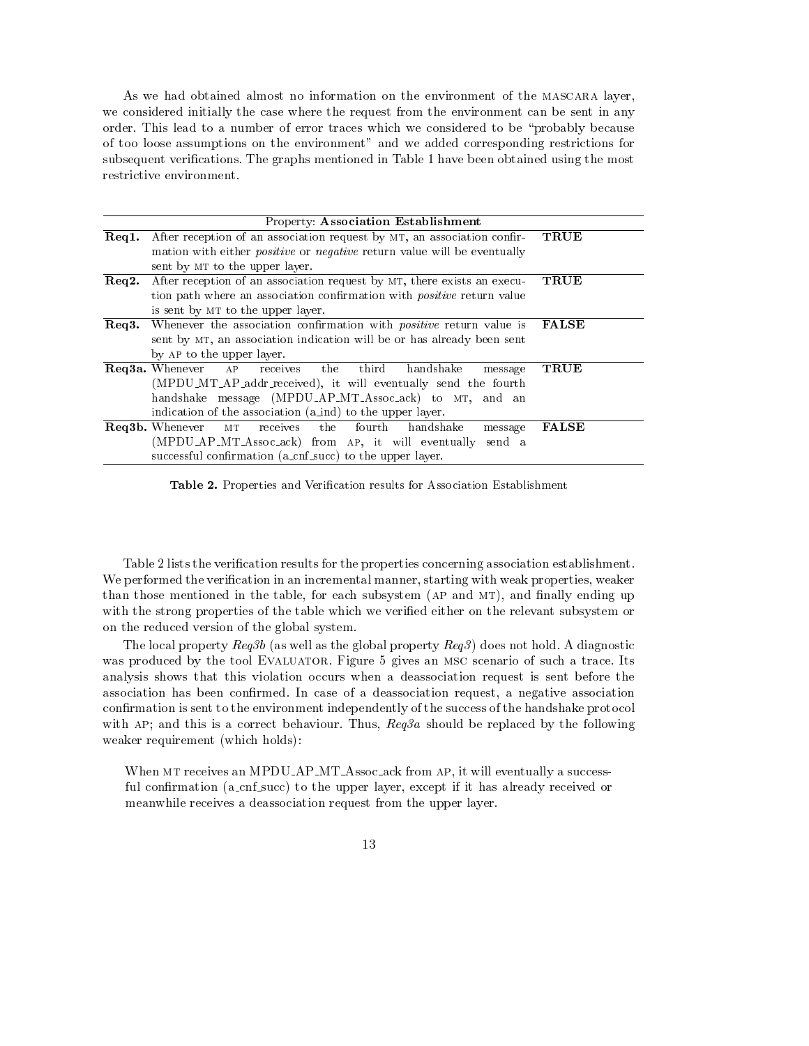As we had obtained almost no information on the environment of the MASCARA layer, we considered initially the case where the request from the environment can be sent in any order. This lead to a number of error traces which we considered to be "probably because of too loose assumptions on the environment" and we added corresponding restrictions for subsequent verifications. The graphs mentioned in Table 1 have been obtained using the most restrictive environment.

| | Property: **Association Establishment** | |
|---|---|---|
| **Req1.** | After reception of an association request by MT, an association confirmation with either *positive* or *negative* return value will be eventually sent by MT to the upper layer. | **TRUE** |
| **Req2.** | After reception of an association request by MT, there exists an execution path where an association confirmation with *positive* return value is sent by MT to the upper layer. | **TRUE** |
| **Req3.** | Whenever the association confirmation with *positive* return value is sent by MT, an association indication will be or has already been sent by AP to the upper layer. | **FALSE** |
| **Req3a.** | Whenever AP receives the third handshake message (MPDU_MT_AP_addr_received), it will eventually send the fourth handshake message (MPDU_AP_MT_Assoc_ack) to MT, and an indication of the association (a_ind) to the upper layer. | **TRUE** |
| **Req3b.** | Whenever MT receives the fourth handshake message (MPDU_AP_MT_Assoc_ack) from AP, it will eventually send a successful confirmation (a_cnf_succ) to the upper layer. | **FALSE** |

**Table 2.** Properties and Verification results for Association Establishment

Table 2 lists the verification results for the properties concerning association establishment. We performed the verification in an incremental manner, starting with weak properties, weaker than those mentioned in the table, for each subsystem (AP and MT), and finally ending up with the strong properties of the table which we verified either on the relevant subsystem or on the reduced version of the global system.

The local property *Req3b* (as well as the global property *Req3*) does not hold. A diagnostic was produced by the tool EVALUATOR. Figure 5 gives an MSC scenario of such a trace. Its analysis shows that this violation occurs when a deassociation request is sent before the association has been confirmed. In case of a deassociation request, a negative association confirmation is sent to the environment independently of the success of the handshake protocol with AP; and this is a correct behaviour. Thus, *Req3a* should be replaced by the following weaker requirement (which holds):

> When MT receives an MPDU_AP_MT_Assoc_ack from AP, it will eventually a successful confirmation (a_cnf_succ) to the upper layer, except if it has already received or meanwhile receives a deassociation request from the upper layer.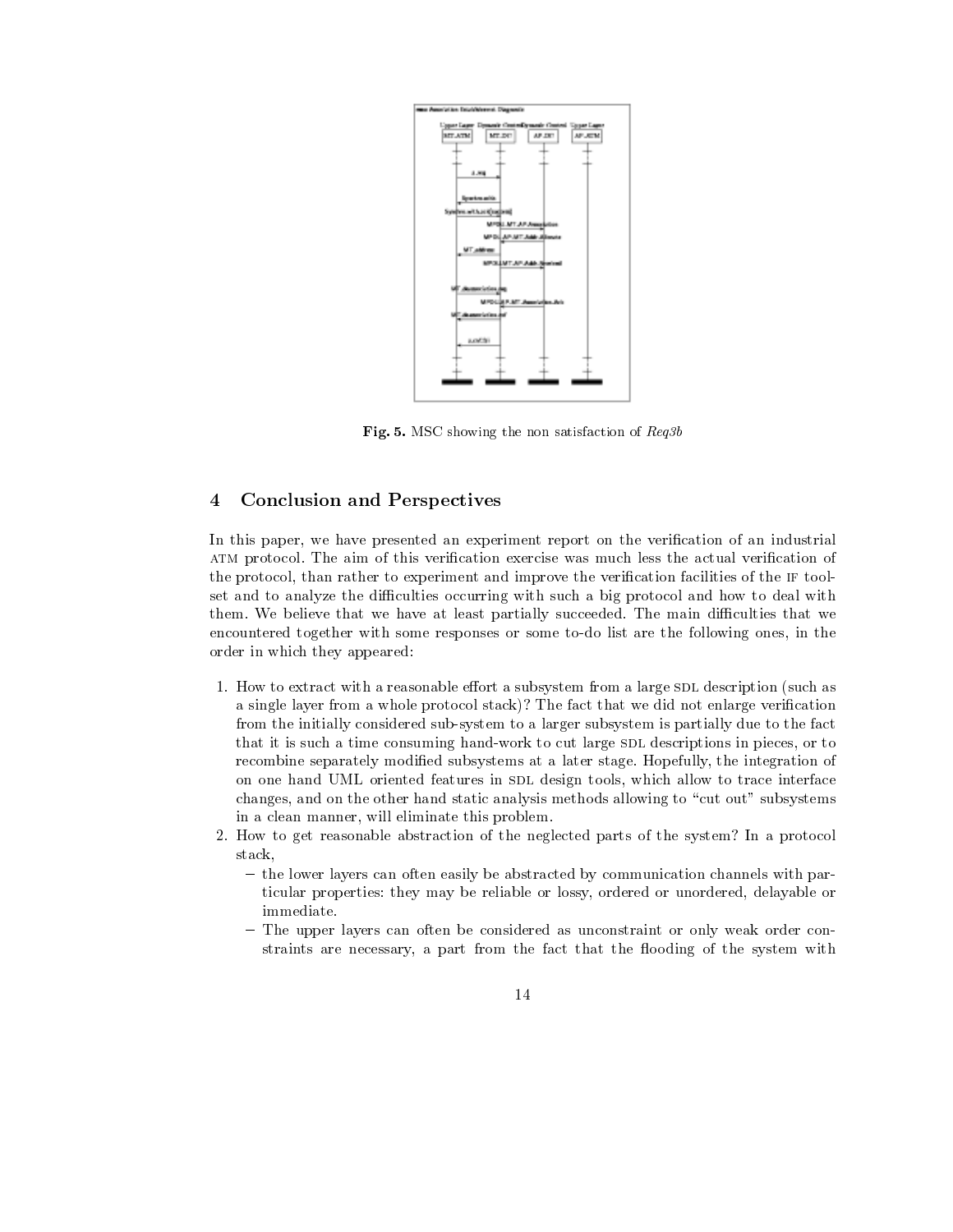Fig. 5. MSC showing the non satisfaction of *Req3b*

## 4 Conclusion and Perspectives

In this paper, we have presented an experiment report on the verification of an industrial ATM protocol. The aim of this verification exercise was much less the actual verification of the protocol, than rather to experiment and improve the verification facilities of the IF toolset and to analyze the difficulties occurring with such a big protocol and how to deal with them. We believe that we have at least partially succeeded. The main difficulties that we encountered together with some responses or some to-do list are the following ones, in the order in which they appeared:

1. How to extract with a reasonable effort a subsystem from a large SDL description (such as a single layer from a whole protocol stack)? The fact that we did not enlarge verification from the initially considered sub-system to a larger subsystem is partially due to the fact that it is such a time consuming hand-work to cut large SDL descriptions in pieces, or to recombine separately modified subsystems at a later stage. Hopefully, the integration of on one hand UML oriented features in SDL design tools, which allow to trace interface changes, and on the other hand static analysis methods allowing to "cut out" subsystems in a clean manner, will eliminate this problem.
2. How to get reasonable abstraction of the neglected parts of the system? In a protocol stack,
   - the lower layers can often easily be abstracted by communication channels with particular properties: they may be reliable or lossy, ordered or unordered, delayable or immediate.
   - The upper layers can often be considered as unconstraint or only weak order constraints are necessary, a part from the fact that the flooding of the system with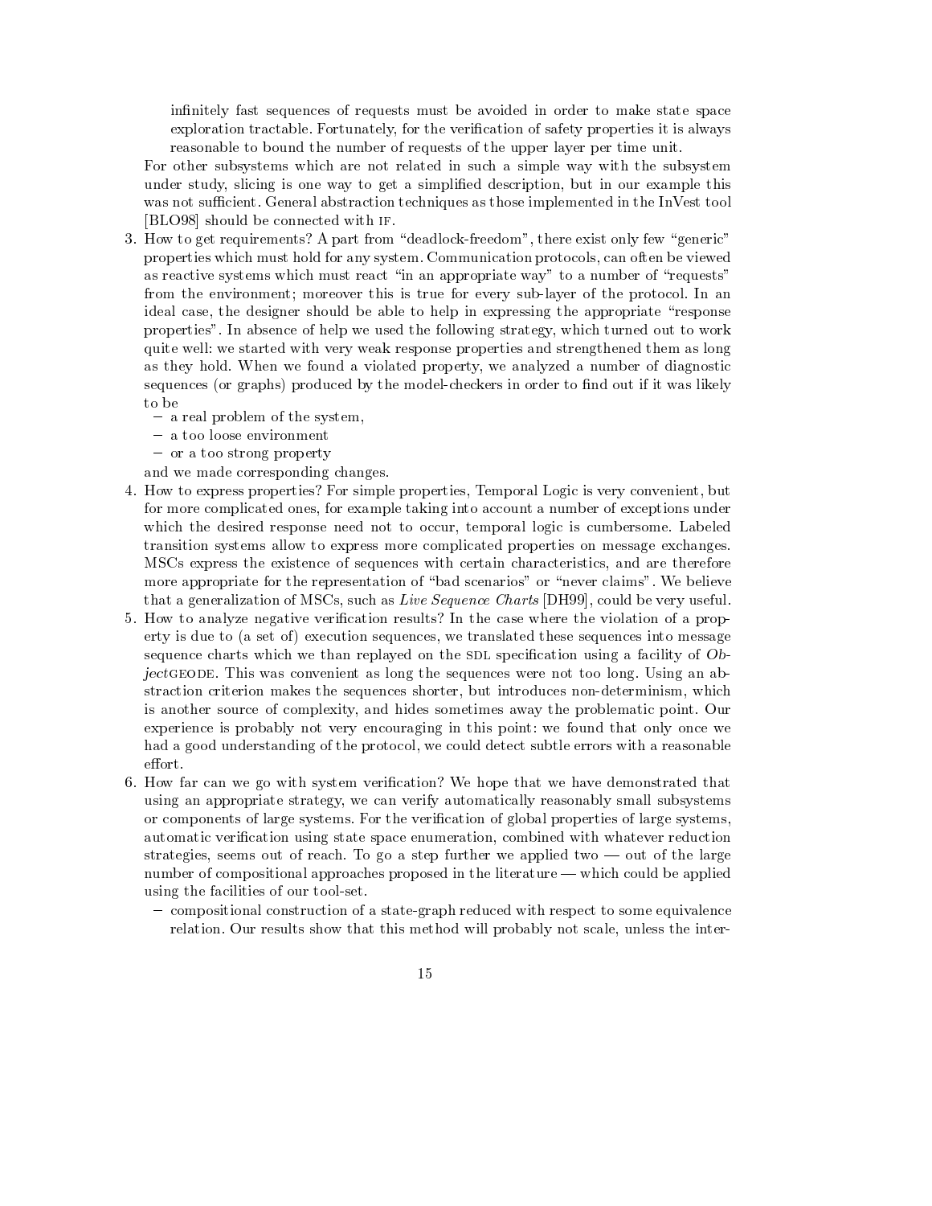infinitely fast sequences of requests must be avoided in order to make state space exploration tractable. Fortunately, for the verification of safety properties it is always reasonable to bound the number of requests of the upper layer per time unit.

For other subsystems which are not related in such a simple way with the subsystem under study, slicing is one way to get a simplified description, but in our example this was not sufficient. General abstraction techniques as those implemented in the InVest tool [BLO98] should be connected with IF.

3. How to get requirements? A part from "deadlock-freedom", there exist only few "generic" properties which must hold for any system. Communication protocols, can often be viewed as reactive systems which must react "in an appropriate way" to a number of "requests" from the environment; moreover this is true for every sub-layer of the protocol. In an ideal case, the designer should be able to help in expressing the appropriate "response properties". In absence of help we used the following strategy, which turned out to work quite well: we started with very weak response properties and strengthened them as long as they hold. When we found a violated property, we analyzed a number of diagnostic sequences (or graphs) produced by the model-checkers in order to find out if it was likely to be
   - a real problem of the system,
   - a too loose environment
   - or a too strong property

   and we made corresponding changes.
4. How to express properties? For simple properties, Temporal Logic is very convenient, but for more complicated ones, for example taking into account a number of exceptions under which the desired response need not to occur, temporal logic is cumbersome. Labeled transition systems allow to express more complicated properties on message exchanges. MSCs express the existence of sequences with certain characteristics, and are therefore more appropriate for the representation of "bad scenarios" or "never claims". We believe that a generalization of MSCs, such as *Live Sequence Charts* [DH99], could be very useful.
5. How to analyze negative verification results? In the case where the violation of a property is due to (a set of) execution sequences, we translated these sequences into message sequence charts which we than replayed on the SDL specification using a facility of *Object*GEODE. This was convenient as long the sequences were not too long. Using an abstraction criterion makes the sequences shorter, but introduces non-determinism, which is another source of complexity, and hides sometimes away the problematic point. Our experience is probably not very encouraging in this point: we found that only once we had a good understanding of the protocol, we could detect subtle errors with a reasonable effort.
6. How far can we go with system verification? We hope that we have demonstrated that using an appropriate strategy, we can verify automatically reasonably small subsystems or components of large systems. For the verification of global properties of large systems, automatic verification using state space enumeration, combined with whatever reduction strategies, seems out of reach. To go a step further we applied two — out of the large number of compositional approaches proposed in the literature — which could be applied using the facilities of our tool-set.
   - compositional construction of a state-graph reduced with respect to some equivalence relation. Our results show that this method will probably not scale, unless the inter-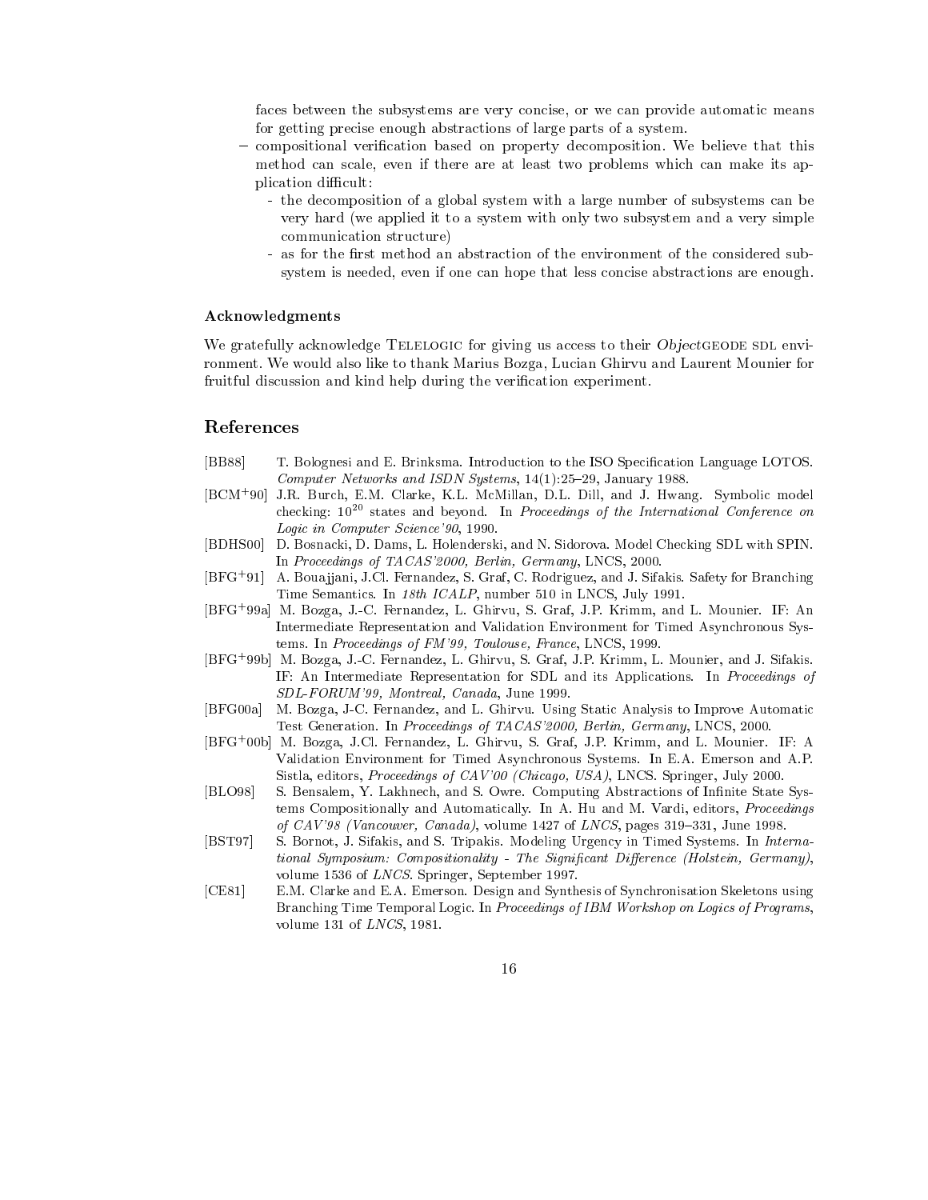faces between the subsystems are very concise, or we can provide automatic means for getting precise enough abstractions of large parts of a system.

- compositional verification based on property decomposition. We believe that this method can scale, even if there are at least two problems which can make its application difficult:
  - the decomposition of a global system with a large number of subsystems can be very hard (we applied it to a system with only two subsystem and a very simple communication structure)
  - as for the first method an abstraction of the environment of the considered subsystem is needed, even if one can hope that less concise abstractions are enough.

### Acknowledgments

We gratefully acknowledge TELELOGIC for giving us access to their *Object*GEODE SDL environment. We would also like to thank Marius Bozga, Lucian Ghirvu and Laurent Mounier for fruitful discussion and kind help during the verification experiment.

## References

[BB88] T. Bolognesi and E. Brinksma. Introduction to the ISO Specification Language LOTOS. *Computer Networks and ISDN Systems*, 14(1):25–29, January 1988.

[BCM+90] J.R. Burch, E.M. Clarke, K.L. McMillan, D.L. Dill, and J. Hwang. Symbolic model checking: $10^{20}$ states and beyond. In *Proceedings of the International Conference on Logic in Computer Science'90*, 1990.

[BDHS00] D. Bosnacki, D. Dams, L. Holenderski, and N. Sidorova. Model Checking SDL with SPIN. In *Proceedings of TACAS'2000, Berlin, Germany*, LNCS, 2000.

[BFG+91] A. Bouajjani, J.Cl. Fernandez, S. Graf, C. Rodriguez, and J. Sifakis. Safety for Branching Time Semantics. In *18th ICALP*, number 510 in LNCS, July 1991.

[BFG+99a] M. Bozga, J.-C. Fernandez, L. Ghirvu, S. Graf, J.P. Krimm, and L. Mounier. IF: An Intermediate Representation and Validation Environment for Timed Asynchronous Systems. In *Proceedings of FM'99, Toulouse, France*, LNCS, 1999.

[BFG+99b] M. Bozga, J.-C. Fernandez, L. Ghirvu, S. Graf, J.P. Krimm, L. Mounier, and J. Sifakis. IF: An Intermediate Representation for SDL and its Applications. In *Proceedings of SDL-FORUM'99, Montreal, Canada*, June 1999.

[BFG00a] M. Bozga, J-C. Fernandez, and L. Ghirvu. Using Static Analysis to Improve Automatic Test Generation. In *Proceedings of TACAS'2000, Berlin, Germany*, LNCS, 2000.

[BFG+00b] M. Bozga, J.Cl. Fernandez, L. Ghirvu, S. Graf, J.P. Krimm, and L. Mounier. IF: A Validation Environment for Timed Asynchronous Systems. In E.A. Emerson and A.P. Sistla, editors, *Proceedings of CAV'00 (Chicago, USA)*, LNCS. Springer, July 2000.

[BLO98] S. Bensalem, Y. Lakhnech, and S. Owre. Computing Abstractions of Infinite State Systems Compositionally and Automatically. In A. Hu and M. Vardi, editors, *Proceedings of CAV'98 (Vancouver, Canada)*, volume 1427 of *LNCS*, pages 319–331, June 1998.

[BST97] S. Bornot, J. Sifakis, and S. Tripakis. Modeling Urgency in Timed Systems. In *International Symposium: Compositionality - The Significant Difference (Holstein, Germany)*, volume 1536 of *LNCS*. Springer, September 1997.

[CE81] E.M. Clarke and E.A. Emerson. Design and Synthesis of Synchronisation Skeletons using Branching Time Temporal Logic. In *Proceedings of IBM Workshop on Logics of Programs*, volume 131 of *LNCS*, 1981.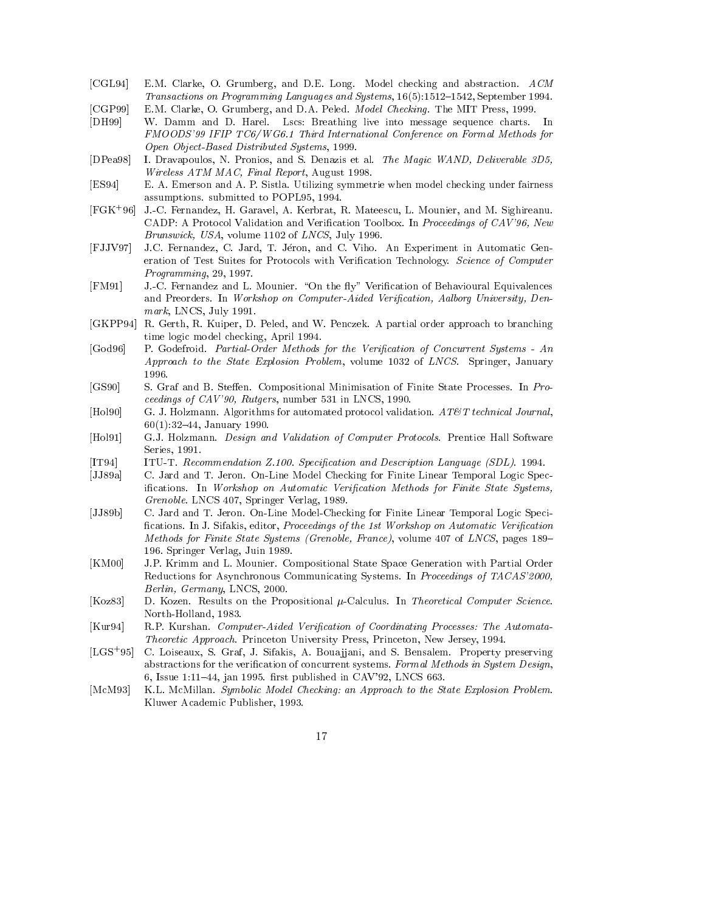[CGL94] E.M. Clarke, O. Grumberg, and D.E. Long. Model checking and abstraction. *ACM Transactions on Programming Languages and Systems*, 16(5):1512–1542, September 1994.

[CGP99] E.M. Clarke, O. Grumberg, and D.A. Peled. *Model Checking*. The MIT Press, 1999.

[DH99] W. Damm and D. Harel. Lscs: Breathing live into message sequence charts. In *FMOODS'99 IFIP TC6/WG6.1 Third International Conference on Formal Methods for Open Object-Based Distributed Systems*, 1999.

[DPea98] I. Dravapoulos, N. Pronios, and S. Denazis et al. *The Magic WAND, Deliverable 3D5, Wireless ATM MAC, Final Report*, August 1998.

[ES94] E. A. Emerson and A. P. Sistla. Utilizing symmetrie when model checking under fairness assumptions. submitted to POPL95, 1994.

[FGK+96] J.-C. Fernandez, H. Garavel, A. Kerbrat, R. Mateescu, L. Mounier, and M. Sighireanu. CADP: A Protocol Validation and Verification Toolbox. In *Proceedings of CAV'96, New Brunswick, USA*, volume 1102 of *LNCS*, July 1996.

[FJJV97] J.C. Fernandez, C. Jard, T. Jéron, and C. Viho. An Experiment in Automatic Generation of Test Suites for Protocols with Verification Technology. *Science of Computer Programming*, 29, 1997.

[FM91] J.-C. Fernandez and L. Mounier. "On the fly" Verification of Behavioural Equivalences and Preorders. In *Workshop on Computer-Aided Verification, Aalborg University, Denmark*, LNCS, July 1991.

[GKPP94] R. Gerth, R. Kuiper, D. Peled, and W. Penczek. A partial order approach to branching time logic model checking, April 1994.

[God96] P. Godefroid. *Partial-Order Methods for the Verification of Concurrent Systems - An Approach to the State Explosion Problem*, volume 1032 of *LNCS*. Springer, January 1996.

[GS90] S. Graf and B. Steffen. Compositional Minimisation of Finite State Processes. In *Proceedings of CAV'90, Rutgers*, number 531 in LNCS, 1990.

[Hol90] G. J. Holzmann. Algorithms for automated protocol validation. *AT&T technical Journal*, 60(1):32–44, January 1990.

[Hol91] G.J. Holzmann. *Design and Validation of Computer Protocols*. Prentice Hall Software Series, 1991.

[IT94] ITU-T. *Recommendation Z.100. Specification and Description Language (SDL)*. 1994.

[JJ89a] C. Jard and T. Jeron. On-Line Model Checking for Finite Linear Temporal Logic Specifications. In *Workshop on Automatic Verification Methods for Finite State Systems, Grenoble*. LNCS 407, Springer Verlag, 1989.

[JJ89b] C. Jard and T. Jeron. On-Line Model-Checking for Finite Linear Temporal Logic Specifications. In J. Sifakis, editor, *Proceedings of the 1st Workshop on Automatic Verification Methods for Finite State Systems (Grenoble, France)*, volume 407 of *LNCS*, pages 189–196. Springer Verlag, Juin 1989.

[KM00] J.P. Krimm and L. Mounier. Compositional State Space Generation with Partial Order Reductions for Asynchronous Communicating Systems. In *Proceedings of TACAS'2000, Berlin, Germany*, LNCS, 2000.

[Koz83] D. Kozen. Results on the Propositional $\mu$-Calculus. In *Theoretical Computer Science*. North-Holland, 1983.

[Kur94] R.P. Kurshan. *Computer-Aided Verification of Coordinating Processes: The Automata-Theoretic Approach*. Princeton University Press, Princeton, New Jersey, 1994.

[LGS+95] C. Loiseaux, S. Graf, J. Sifakis, A. Bouajjani, and S. Bensalem. Property preserving abstractions for the verification of concurrent systems. *Formal Methods in System Design*, 6, Issue 1:11–44, jan 1995. first published in CAV'92, LNCS 663.

[McM93] K.L. McMillan. *Symbolic Model Checking: an Approach to the State Explosion Problem*. Kluwer Academic Publisher, 1993.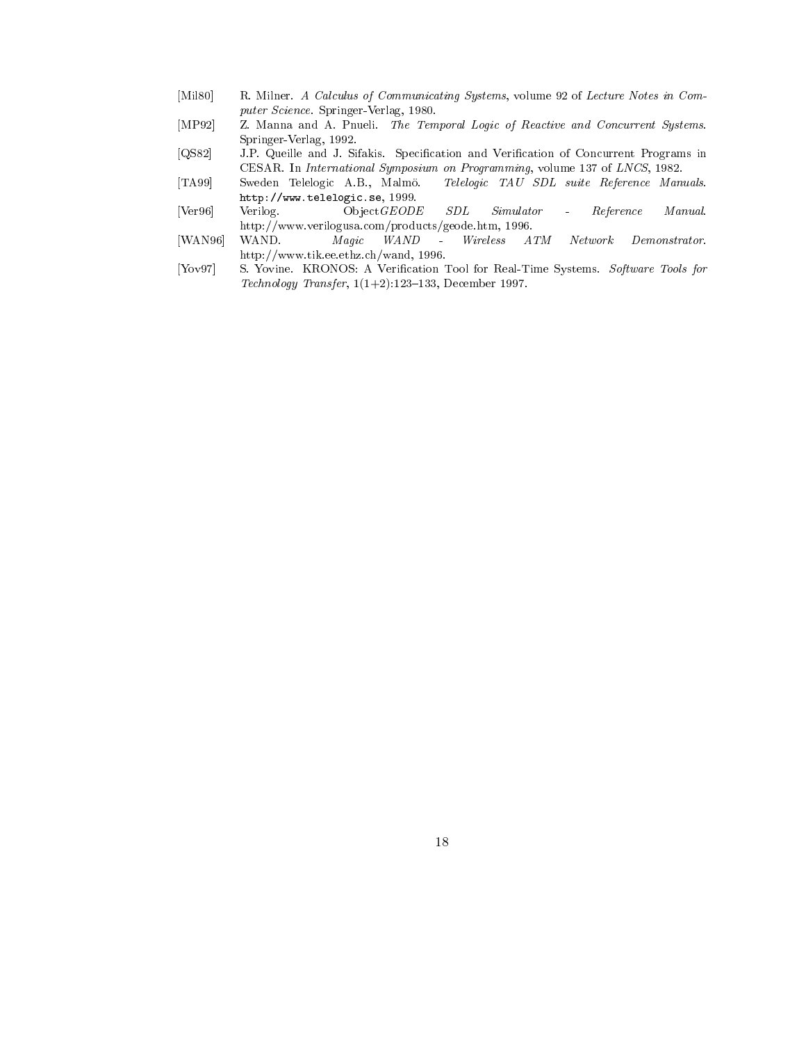[Mil80] R. Milner. *A Calculus of Communicating Systems*, volume 92 of *Lecture Notes in Computer Science*. Springer-Verlag, 1980.

[MP92] Z. Manna and A. Pnueli. *The Temporal Logic of Reactive and Concurrent Systems*. Springer-Verlag, 1992.

[QS82] J.P. Queille and J. Sifakis. Specification and Verification of Concurrent Programs in CESAR. In *International Symposium on Programming*, volume 137 of *LNCS*, 1982.

[TA99] Sweden Telelogic A.B., Malmö. *Telelogic TAU SDL suite Reference Manuals*. `http://www.telelogic.se`, 1999.

[Ver96] Verilog. Object*GEODE SDL Simulator - Reference Manual*. http://www.verilogusa.com/products/geode.htm, 1996.

[WAN96] WAND. *Magic WAND - Wireless ATM Network Demonstrator*. http://www.tik.ee.ethz.ch/wand, 1996.

[Yov97] S. Yovine. KRONOS: A Verification Tool for Real-Time Systems. *Software Tools for Technology Transfer*, 1(1+2):123–133, December 1997.